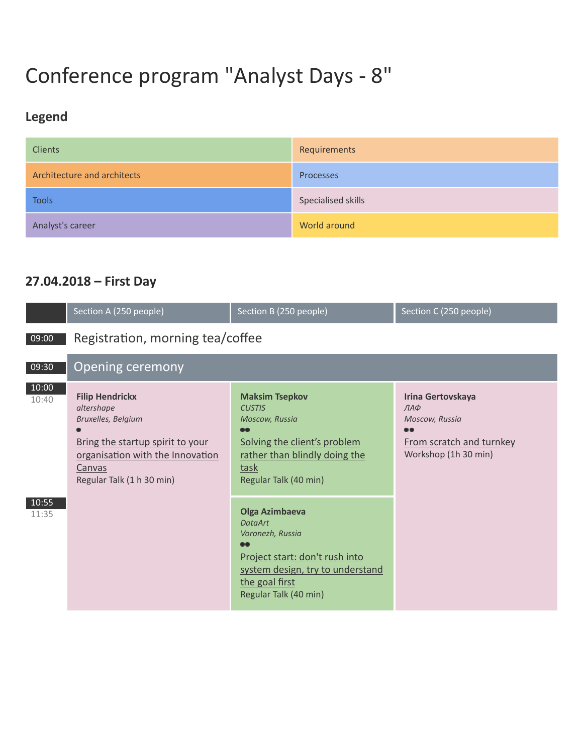# Conference program "Analyst Days - 8"

## Legend

| | |
|---|---|
| Clients | Requirements |
| Architecture and architects | Processes |
| Tools | Specialised skills |
| Analyst's career | World around |

## 27.04.2018 – First Day

| | Section A (250 people) | Section B (250 people) | Section C (250 people) |
|---|---|---|---|
| 09:00 | Registration, morning tea/coffee | | |
| 09:30 | Opening ceremony | | |
| 10:00 10:40 | **Filip Hendrickx** *altershape* *Bruxelles, Belgium* ● Bring the startup spirit to your organisation with the Innovation Canvas Regular Talk (1 h 30 min) | **Maksim Tsepkov** *CUSTIS* *Moscow, Russia* ●● Solving the client’s problem rather than blindly doing the task Regular Talk (40 min) | **Irina Gertovskaya** *ЛАФ* *Moscow, Russia* ●● From scratch and turnkey Workshop (1h 30 min) |
| 10:55 11:35 | | **Olga Azimbaeva** *DataArt* *Voronezh, Russia* ●● Project start: don't rush into system design, try to understand the goal first Regular Talk (40 min) | |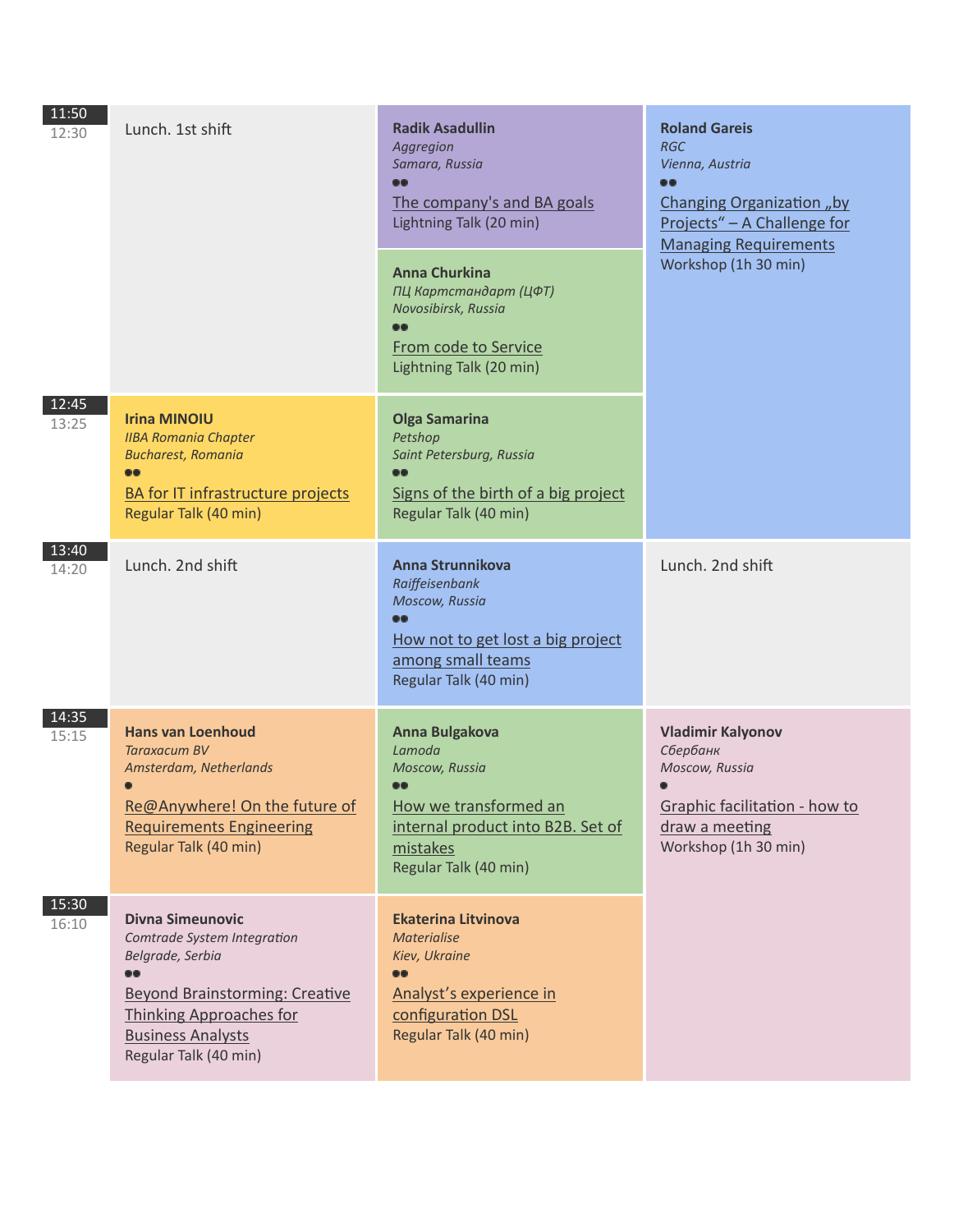| Time | Track 1 | Track 2 | Track 3 |
|---|---|---|---|
| 11:50 12:30 | Lunch. 1st shift | **Radik Asadullin** *Aggregion* *Samara, Russia* ●● The company's and BA goals Lightning Talk (20 min) | **Roland Gareis** *RGC* *Vienna, Austria* ●● Changing Organization „by Projects“ – A Challenge for Managing Requirements Workshop (1h 30 min) |
| | | **Anna Churkina** *ПЦ Картстандарт (ЦФТ)* *Novosibirsk, Russia* ●● From code to Service Lightning Talk (20 min) | |
| 12:45 13:25 | **Irina MINOIU** *IIBA Romania Chapter* *Bucharest, Romania* ●● BA for IT infrastructure projects Regular Talk (40 min) | **Olga Samarina** *Petshop* *Saint Petersburg, Russia* ●● Signs of the birth of a big project Regular Talk (40 min) | |
| 13:40 14:20 | Lunch. 2nd shift | **Anna Strunnikova** *Raiffeisenbank* *Moscow, Russia* ●● How not to get lost a big project among small teams Regular Talk (40 min) | Lunch. 2nd shift |
| 14:35 15:15 | **Hans van Loenhoud** *Taraxacum BV* *Amsterdam, Netherlands* ● Re@Anywhere! On the future of Requirements Engineering Regular Talk (40 min) | **Anna Bulgakova** *Lamoda* *Moscow, Russia* ●● How we transformed an internal product into B2B. Set of mistakes Regular Talk (40 min) | **Vladimir Kalyonov** *Сбербанк* *Moscow, Russia* ● Graphic facilitation - how to draw a meeting Workshop (1h 30 min) |
| 15:30 16:10 | **Divna Simeunovic** *Comtrade System Integration* *Belgrade, Serbia* ●● Beyond Brainstorming: Creative Thinking Approaches for Business Analysts Regular Talk (40 min) | **Ekaterina Litvinova** *Materialise* *Kiev, Ukraine* ●● Analyst's experience in configuration DSL Regular Talk (40 min) | |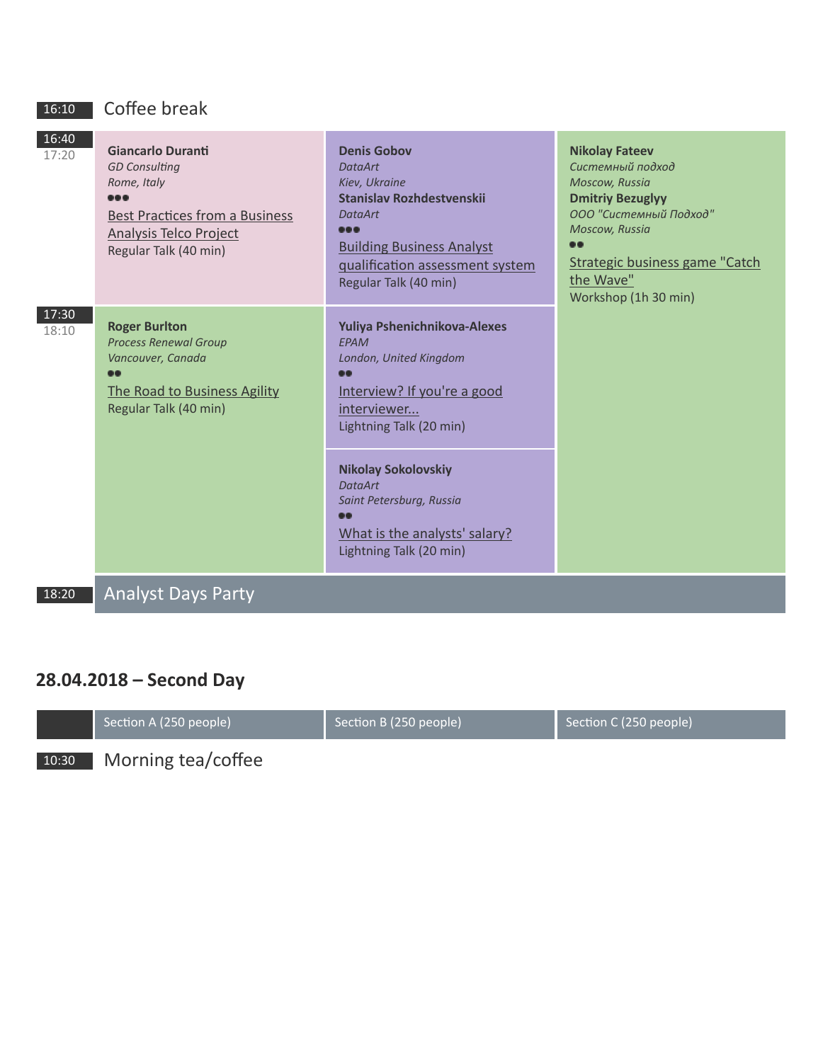| | | | |
|---|---|---|---|
| 16:10 | Coffee break | | |
| 16:40<br>17:20 | **Giancarlo Duranti**<br>*GD Consulting*<br>*Rome, Italy*<br>●●●<br>Best Practices from a Business Analysis Telco Project<br>Regular Talk (40 min) | **Denis Gobov**<br>*DataArt*<br>*Kiev, Ukraine*<br>**Stanislav Rozhdestvenskii**<br>*DataArt*<br>●●●<br>Building Business Analyst qualification assessment system<br>Regular Talk (40 min) | **Nikolay Fateev**<br>*Системный подход*<br>*Moscow, Russia*<br>**Dmitriy Bezuglyy**<br>*ООО "Системный Подход"*<br>*Moscow, Russia*<br>●●<br>Strategic business game "Catch the Wave"<br>Workshop (1h 30 min) |
| 17:30<br>18:10 | **Roger Burlton**<br>*Process Renewal Group*<br>*Vancouver, Canada*<br>●●<br>The Road to Business Agility<br>Regular Talk (40 min) | **Yuliya Pshenichnikova-Alexes**<br>*EPAM*<br>*London, United Kingdom*<br>●●<br>Interview? If you're a good interviewer...<br>Lightning Talk (20 min)<br><br>**Nikolay Sokolovskiy**<br>*DataArt*<br>*Saint Petersburg, Russia*<br>●●<br>What is the analysts' salary?<br>Lightning Talk (20 min) | |
| 18:20 | Analyst Days Party | | |

## 28.04.2018 – Second Day

| | Section A (250 people) | Section B (250 people) | Section C (250 people) |
|---|---|---|---|
| 10:30 | Morning tea/coffee | | |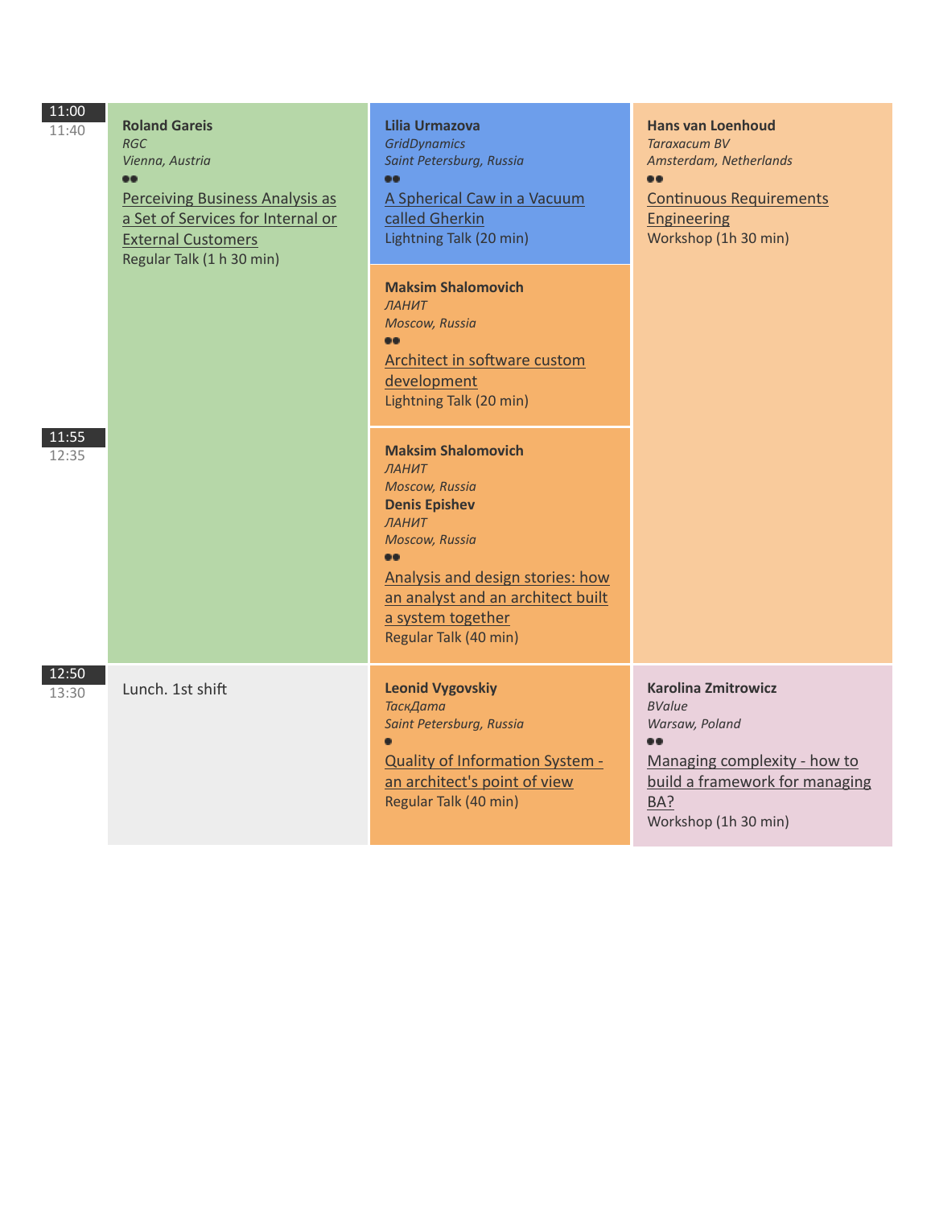| Time | Track 1 | Track 2 | Track 3 |
|---|---|---|---|
| 11:00<br>11:40 | **Roland Gareis**<br>*RGC*<br>*Vienna, Austria*<br>●●<br>Perceiving Business Analysis as a Set of Services for Internal or External Customers<br>Regular Talk (1 h 30 min) | **Lilia Urmazova**<br>*GridDynamics*<br>*Saint Petersburg, Russia*<br>●●<br>A Spherical Caw in a Vacuum called Gherkin<br>Lightning Talk (20 min) | **Hans van Loenhoud**<br>*Taraxacum BV*<br>*Amsterdam, Netherlands*<br>●●<br>Continuous Requirements Engineering<br>Workshop (1h 30 min) |
| | | **Maksim Shalomovich**<br>*ЛАНИТ*<br>*Moscow, Russia*<br>●●<br>Architect in software custom development<br>Lightning Talk (20 min) | |
| 11:55<br>12:35 | | **Maksim Shalomovich**<br>*ЛАНИТ*<br>*Moscow, Russia*<br>**Denis Epishev**<br>*ЛАНИТ*<br>*Moscow, Russia*<br>●●<br>Analysis and design stories: how an analyst and an architect built a system together<br>Regular Talk (40 min) | |
| 12:50<br>13:30 | Lunch. 1st shift | **Leonid Vygovskiy**<br>*ТаскДата*<br>*Saint Petersburg, Russia*<br>●<br>Quality of Information System - an architect's point of view<br>Regular Talk (40 min) | **Karolina Zmitrowicz**<br>*BValue*<br>*Warsaw, Poland*<br>●●<br>Managing complexity - how to build a framework for managing BA?<br>Workshop (1h 30 min) |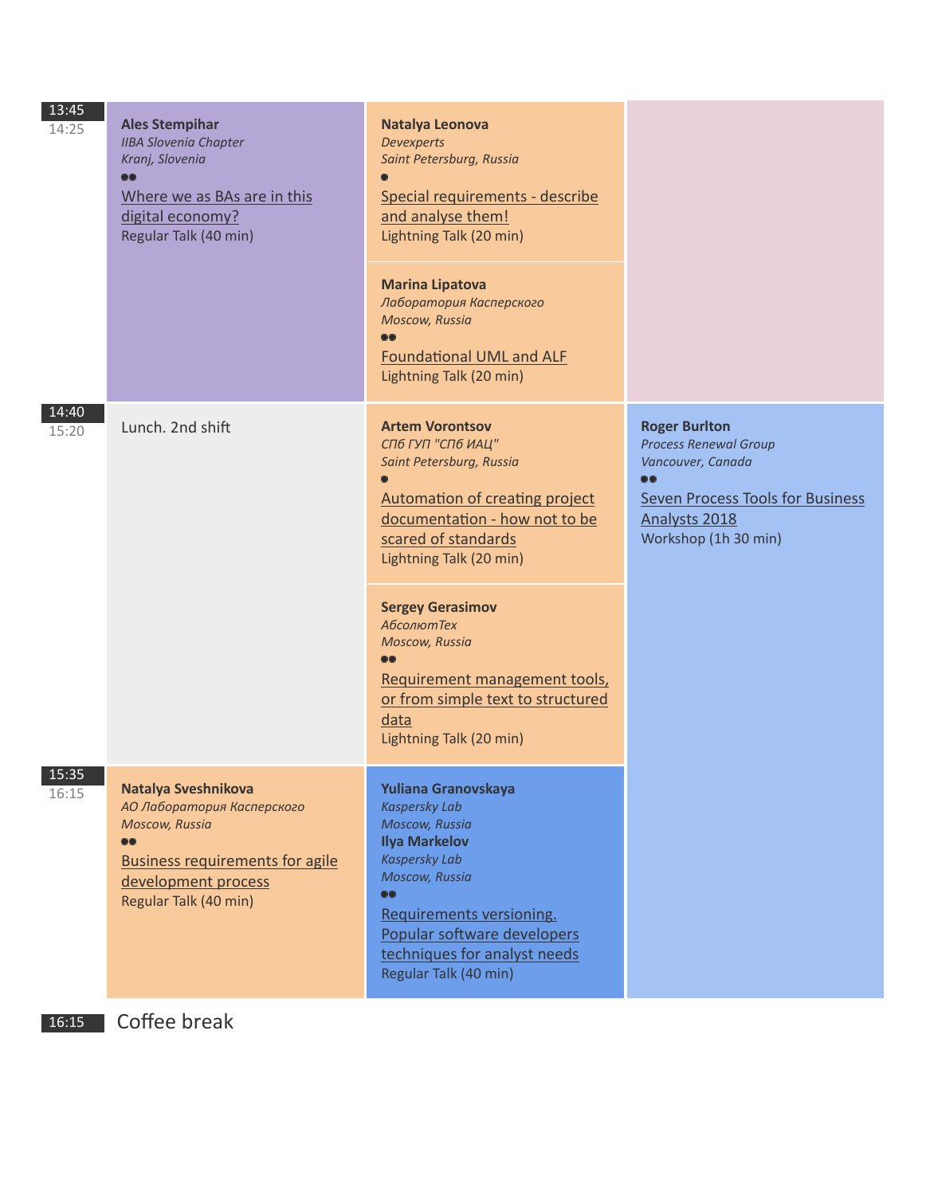| Time | Track 1 | Track 2 | Track 3 |
|---|---|---|---|
| 13:45<br>14:25 | **Ales Stempihar**<br>*IIBA Slovenia Chapter*<br>*Kranj, Slovenia*<br>●●<br>Where we as BAs are in this digital economy?<br>Regular Talk (40 min) | **Natalya Leonova**<br>*Devexperts*<br>*Saint Petersburg, Russia*<br>●<br>Special requirements - describe and analyse them!<br>Lightning Talk (20 min)<br><br>**Marina Lipatova**<br>*Лаборатория Касперского*<br>*Moscow, Russia*<br>●●<br>Foundational UML and ALF<br>Lightning Talk (20 min) | |
| 14:40<br>15:20 | Lunch. 2nd shift | **Artem Vorontsov**<br>*СПб ГУП "СПб ИАЦ"*<br>*Saint Petersburg, Russia*<br>●<br>Automation of creating project documentation - how not to be scared of standards<br>Lightning Talk (20 min)<br><br>**Sergey Gerasimov**<br>*АбсолютТех*<br>*Moscow, Russia*<br>●●<br>Requirement management tools, or from simple text to structured data<br>Lightning Talk (20 min) | **Roger Burlton**<br>*Process Renewal Group*<br>*Vancouver, Canada*<br>●●<br>Seven Process Tools for Business Analysts 2018<br>Workshop (1h 30 min) |
| 15:35<br>16:15 | **Natalya Sveshnikova**<br>*АО Лаборатория Касперского*<br>*Moscow, Russia*<br>●●<br>Business requirements for agile development process<br>Regular Talk (40 min) | **Yuliana Granovskaya**<br>*Kaspersky Lab*<br>*Moscow, Russia*<br>**Ilya Markelov**<br>*Kaspersky Lab*<br>*Moscow, Russia*<br>●●<br>Requirements versioning. Popular software developers techniques for analyst needs<br>Regular Talk (40 min) | |
| 16:15 | Coffee break | | |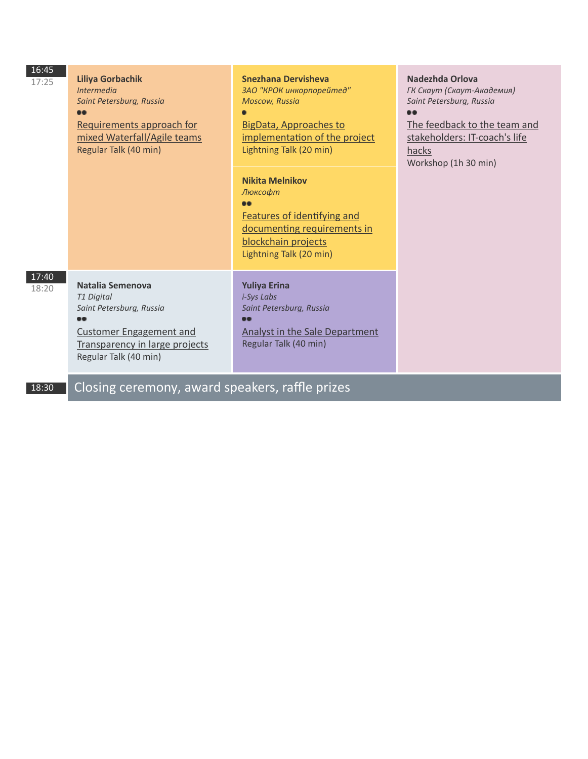**16:45**
17:25

**Liliya Gorbachik**
*Intermedia*
*Saint Petersburg, Russia*
●●
Requirements approach for mixed Waterfall/Agile teams
Regular Talk (40 min)

**Snezhana Dervisheva**
*ЗАО "КРОК инкорпорейтед"*
*Moscow, Russia*
●
BigData, Approaches to implementation of the project
Lightning Talk (20 min)

**Nikita Melnikov**
*Люксофт*
●●
Features of identifying and documenting requirements in blockchain projects
Lightning Talk (20 min)

**Nadezhda Orlova**
*ГК Скаут (Скаут-Академия)*
*Saint Petersburg, Russia*
●●
The feedback to the team and stakeholders: IT-coach's life hacks
Workshop (1h 30 min)

**17:40**
18:20

**Natalia Semenova**
*T1 Digital*
*Saint Petersburg, Russia*
●●
Customer Engagement and Transparency in large projects
Regular Talk (40 min)

**Yuliya Erina**
*i-Sys Labs*
*Saint Petersburg, Russia*
●●
Analyst in the Sale Department
Regular Talk (40 min)

**18:30**

Closing ceremony, award speakers, raffle prizes